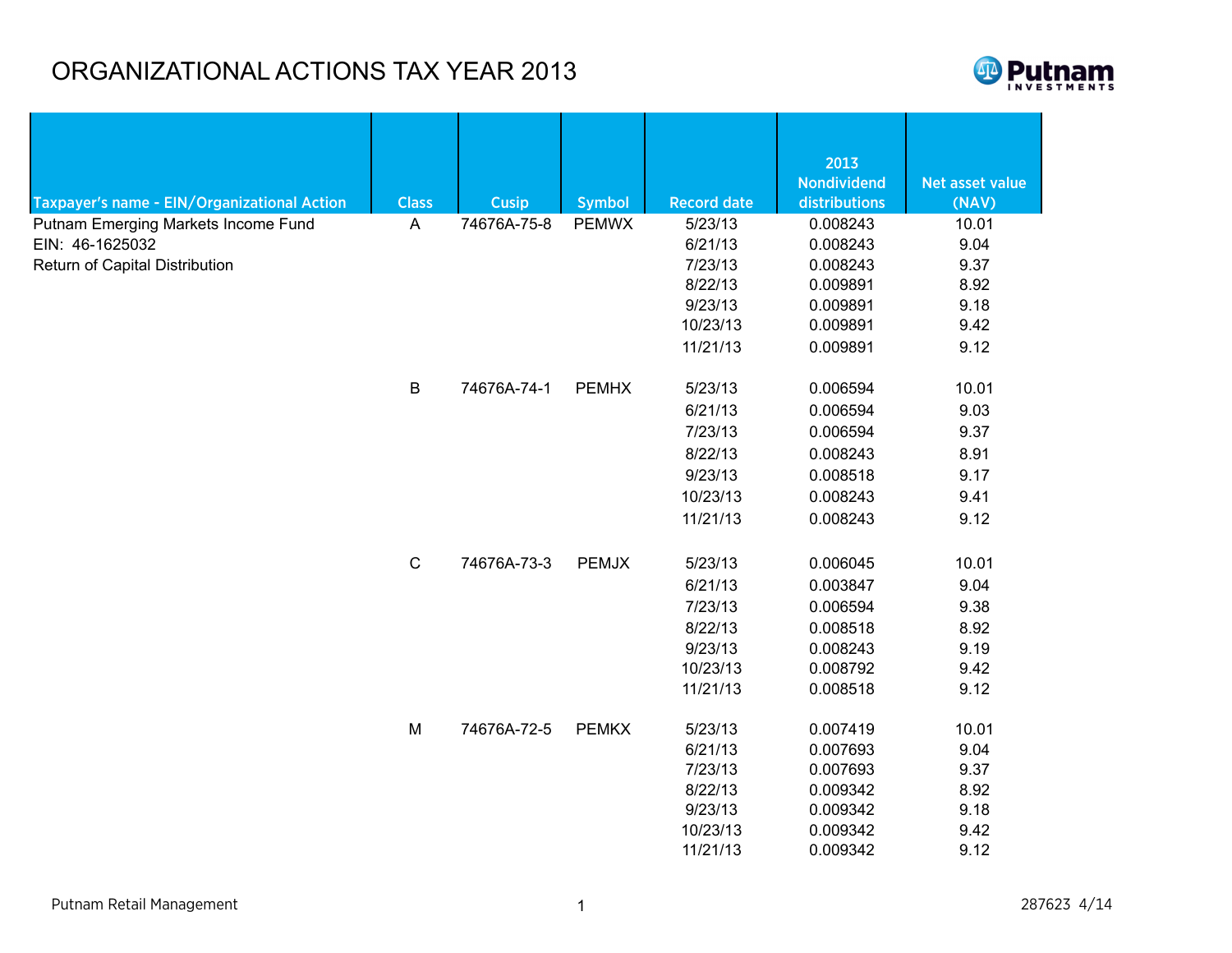# ORGANIZATIONAL ACTIONS TAX YEAR 2013

Putnam INVESTMENTS

| Taxpayer's name - EIN/Organizational Action | Class | Cusip | Symbol | Record date | 2013 Nondividend distributions | Net asset value (NAV) |
|---|---|---|---|---|---|---|
| Putnam Emerging Markets Income Fund | A | 74676A-75-8 | PEMWX | 5/23/13 | 0.008243 | 10.01 |
| EIN: 46-1625032 | | | | 6/21/13 | 0.008243 | 9.04 |
| Return of Capital Distribution | | | | 7/23/13 | 0.008243 | 9.37 |
| | | | | 8/22/13 | 0.009891 | 8.92 |
| | | | | 9/23/13 | 0.009891 | 9.18 |
| | | | | 10/23/13 | 0.009891 | 9.42 |
| | | | | 11/21/13 | 0.009891 | 9.12 |
| | B | 74676A-74-1 | PEMHX | 5/23/13 | 0.006594 | 10.01 |
| | | | | 6/21/13 | 0.006594 | 9.03 |
| | | | | 7/23/13 | 0.006594 | 9.37 |
| | | | | 8/22/13 | 0.008243 | 8.91 |
| | | | | 9/23/13 | 0.008518 | 9.17 |
| | | | | 10/23/13 | 0.008243 | 9.41 |
| | | | | 11/21/13 | 0.008243 | 9.12 |
| | C | 74676A-73-3 | PEMJX | 5/23/13 | 0.006045 | 10.01 |
| | | | | 6/21/13 | 0.003847 | 9.04 |
| | | | | 7/23/13 | 0.006594 | 9.38 |
| | | | | 8/22/13 | 0.008518 | 8.92 |
| | | | | 9/23/13 | 0.008243 | 9.19 |
| | | | | 10/23/13 | 0.008792 | 9.42 |
| | | | | 11/21/13 | 0.008518 | 9.12 |
| | M | 74676A-72-5 | PEMKX | 5/23/13 | 0.007419 | 10.01 |
| | | | | 6/21/13 | 0.007693 | 9.04 |
| | | | | 7/23/13 | 0.007693 | 9.37 |
| | | | | 8/22/13 | 0.009342 | 8.92 |
| | | | | 9/23/13 | 0.009342 | 9.18 |
| | | | | 10/23/13 | 0.009342 | 9.42 |
| | | | | 11/21/13 | 0.009342 | 9.12 |

Putnam Retail Management

287623 4/14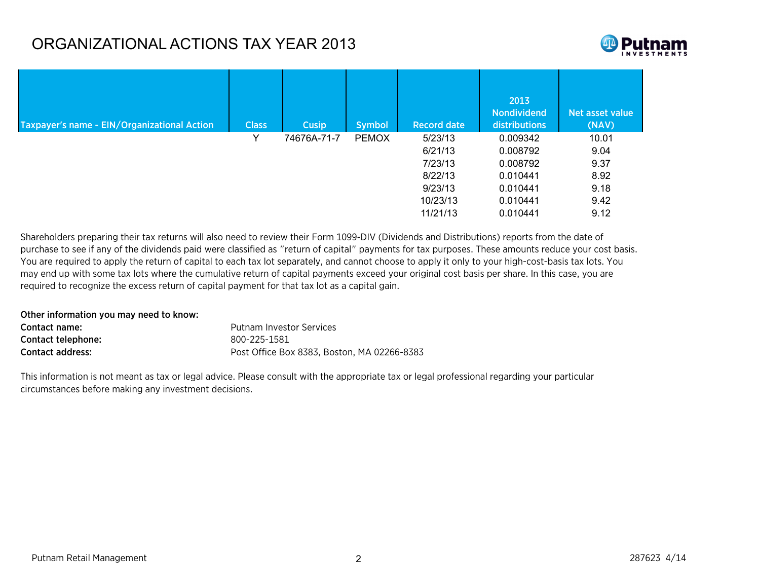# ORGANIZATIONAL ACTIONS TAX YEAR 2013

| Taxpayer's name - EIN/Organizational Action | Class | Cusip | Symbol | Record date | 2013 Nondividend distributions | Net asset value (NAV) |
|---|---|---|---|---|---|---|
| | Y | 74676A-71-7 | PEMOX | 5/23/13 | 0.009342 | 10.01 |
| | | | | 6/21/13 | 0.008792 | 9.04 |
| | | | | 7/23/13 | 0.008792 | 9.37 |
| | | | | 8/22/13 | 0.010441 | 8.92 |
| | | | | 9/23/13 | 0.010441 | 9.18 |
| | | | | 10/23/13 | 0.010441 | 9.42 |
| | | | | 11/21/13 | 0.010441 | 9.12 |

Shareholders preparing their tax returns will also need to review their Form 1099-DIV (Dividends and Distributions) reports from the date of purchase to see if any of the dividends paid were classified as "return of capital" payments for tax purposes. These amounts reduce your cost basis. You are required to apply the return of capital to each tax lot separately, and cannot choose to apply it only to your high-cost-basis tax lots. You may end up with some tax lots where the cumulative return of capital payments exceed your original cost basis per share. In this case, you are required to recognize the excess return of capital payment for that tax lot as a capital gain.

**Other information you may need to know:**

**Contact name:** Putnam Investor Services

**Contact telephone:** 800-225-1581

**Contact address:** Post Office Box 8383, Boston, MA 02266-8383

This information is not meant as tax or legal advice. Please consult with the appropriate tax or legal professional regarding your particular circumstances before making any investment decisions.

Putnam Retail Management

287623 4/14